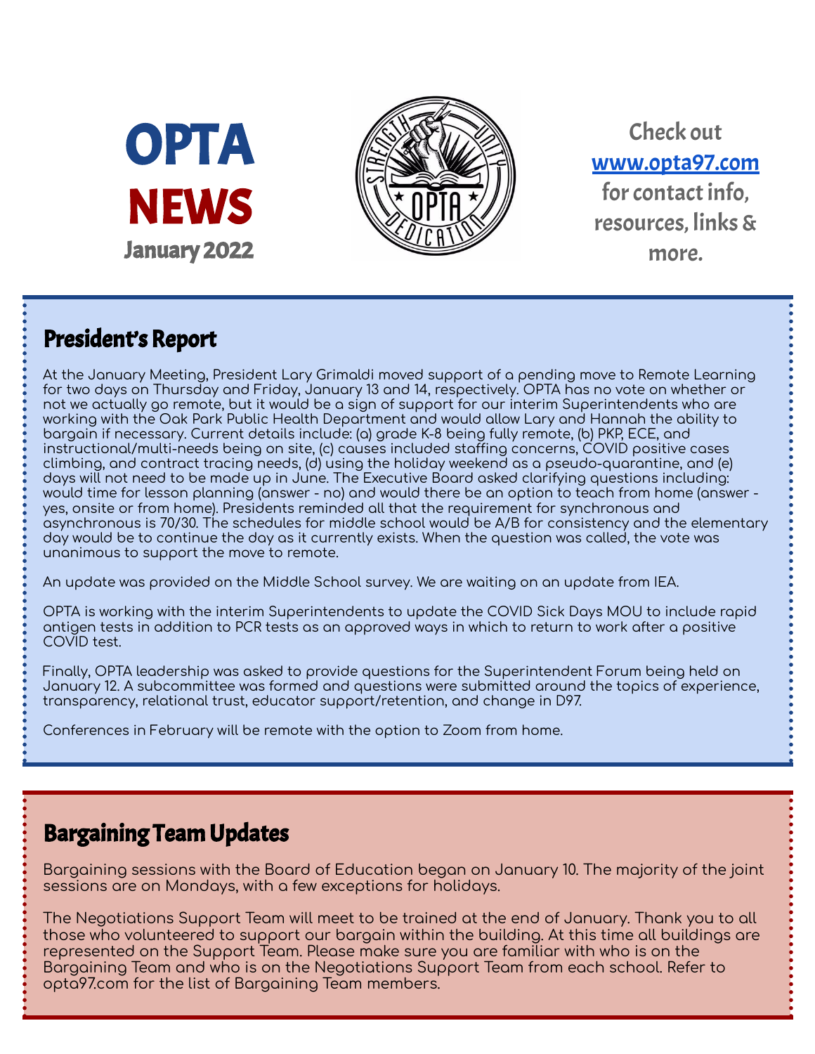# OPTA NEWS

**January 2022**

Check out [www.opta97.com](http://www.opta97.com) for contact info, resources, links & more.

## President's Report

At the January Meeting, President Lary Grimaldi moved support of a pending move to Remote Learning for two days on Thursday and Friday, January 13 and 14, respectively. OPTA has no vote on whether or not we actually go remote, but it would be a sign of support for our interim Superintendents who are working with the Oak Park Public Health Department and would allow Lary and Hannah the ability to bargain if necessary. Current details include: (a) grade K-8 being fully remote, (b) PKP, ECE, and instructional/multi-needs being on site, (c) causes included staffing concerns, COVID positive cases climbing, and contract tracing needs, (d) using the holiday weekend as a pseudo-quarantine, and (e) days will not need to be made up in June. The Executive Board asked clarifying questions including: would time for lesson planning (answer - no) and would there be an option to teach from home (answer - yes, onsite or from home). Presidents reminded all that the requirement for synchronous and asynchronous is 70/30. The schedules for middle school would be A/B for consistency and the elementary day would be to continue the day as it currently exists. When the question was called, the vote was unanimous to support the move to remote.

An update was provided on the Middle School survey. We are waiting on an update from IEA.

OPTA is working with the interim Superintendents to update the COVID Sick Days MOU to include rapid antigen tests in addition to PCR tests as an approved ways in which to return to work after a positive COVID test.

Finally, OPTA leadership was asked to provide questions for the Superintendent Forum being held on January 12. A subcommittee was formed and questions were submitted around the topics of experience, transparency, relational trust, educator support/retention, and change in D97.

Conferences in February will be remote with the option to Zoom from home.

## Bargaining Team Updates

Bargaining sessions with the Board of Education began on January 10. The majority of the joint sessions are on Mondays, with a few exceptions for holidays.

The Negotiations Support Team will meet to be trained at the end of January. Thank you to all those who volunteered to support our bargain within the building. At this time all buildings are represented on the Support Team. Please make sure you are familiar with who is on the Bargaining Team and who is on the Negotiations Support Team from each school. Refer to opta97.com for the list of Bargaining Team members.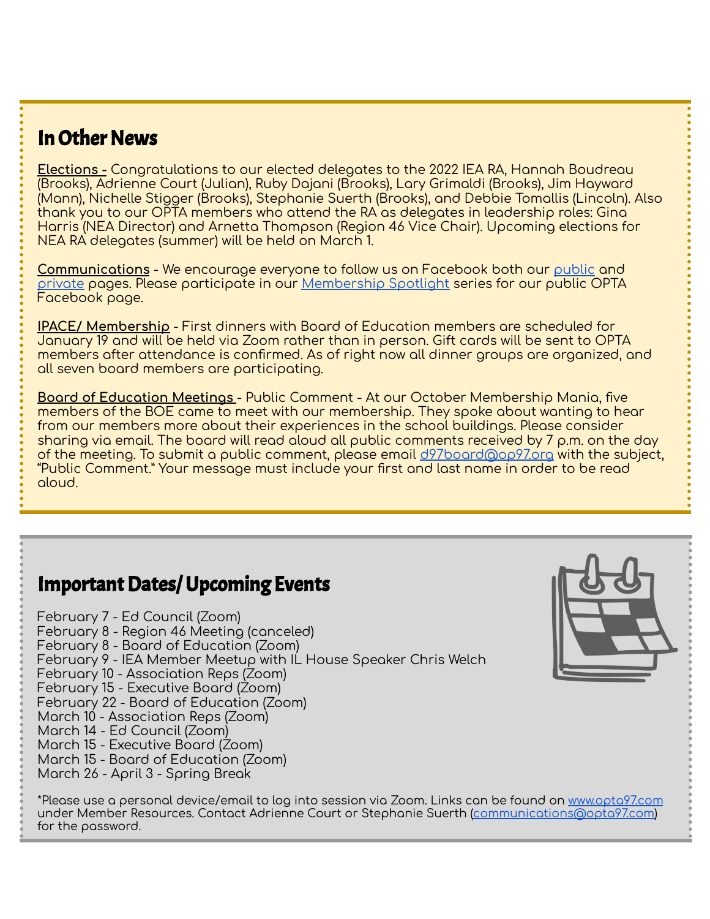## In Other News

**Elections -** Congratulations to our elected delegates to the 2022 IEA RA, Hannah Boudreau (Brooks), Adrienne Court (Julian), Ruby Dajani (Brooks), Lary Grimaldi (Brooks), Jim Hayward (Mann), Nichelle Stigger (Brooks), Stephanie Suerth (Brooks), and Debbie Tomallis (Lincoln). Also thank you to our OPTA members who attend the RA as delegates in leadership roles: Gina Harris (NEA Director) and Arnetta Thompson (Region 46 Vice Chair). Upcoming elections for NEA RA delegates (summer) will be held on March 1.

**Communications** - We encourage everyone to follow us on Facebook both our public and private pages. Please participate in our Membership Spotlight series for our public OPTA Facebook page.

**IPACE/ Membership** - First dinners with Board of Education members are scheduled for January 19 and will be held via Zoom rather than in person. Gift cards will be sent to OPTA members after attendance is confirmed. As of right now all dinner groups are organized, and all seven board members are participating.

**Board of Education Meetings** - Public Comment - At our October Membership Mania, five members of the BOE came to meet with our membership. They spoke about wanting to hear from our members more about their experiences in the school buildings. Please consider sharing via email. The board will read aloud all public comments received by 7 p.m. on the day of the meeting. To submit a public comment, please email d97board@op97.org with the subject, "Public Comment." Your message must include your first and last name in order to be read aloud.

## Important Dates/ Upcoming Events

February 7 - Ed Council (Zoom)
February 8 - Region 46 Meeting (canceled)
February 8 - Board of Education (Zoom)
February 9 - IEA Member Meetup with IL House Speaker Chris Welch
February 10 - Association Reps (Zoom)
February 15 - Executive Board (Zoom)
February 22 - Board of Education (Zoom)
March 10 - Association Reps (Zoom)
March 14 - Ed Council (Zoom)
March 15 - Executive Board (Zoom)
March 15 - Board of Education (Zoom)
March 26 - April 3 - Spring Break

*Please use a personal device/email to log into session via Zoom. Links can be found on www.opta97.com under Member Resources. Contact Adrienne Court or Stephanie Suerth (communications@opta97.com) for the password.